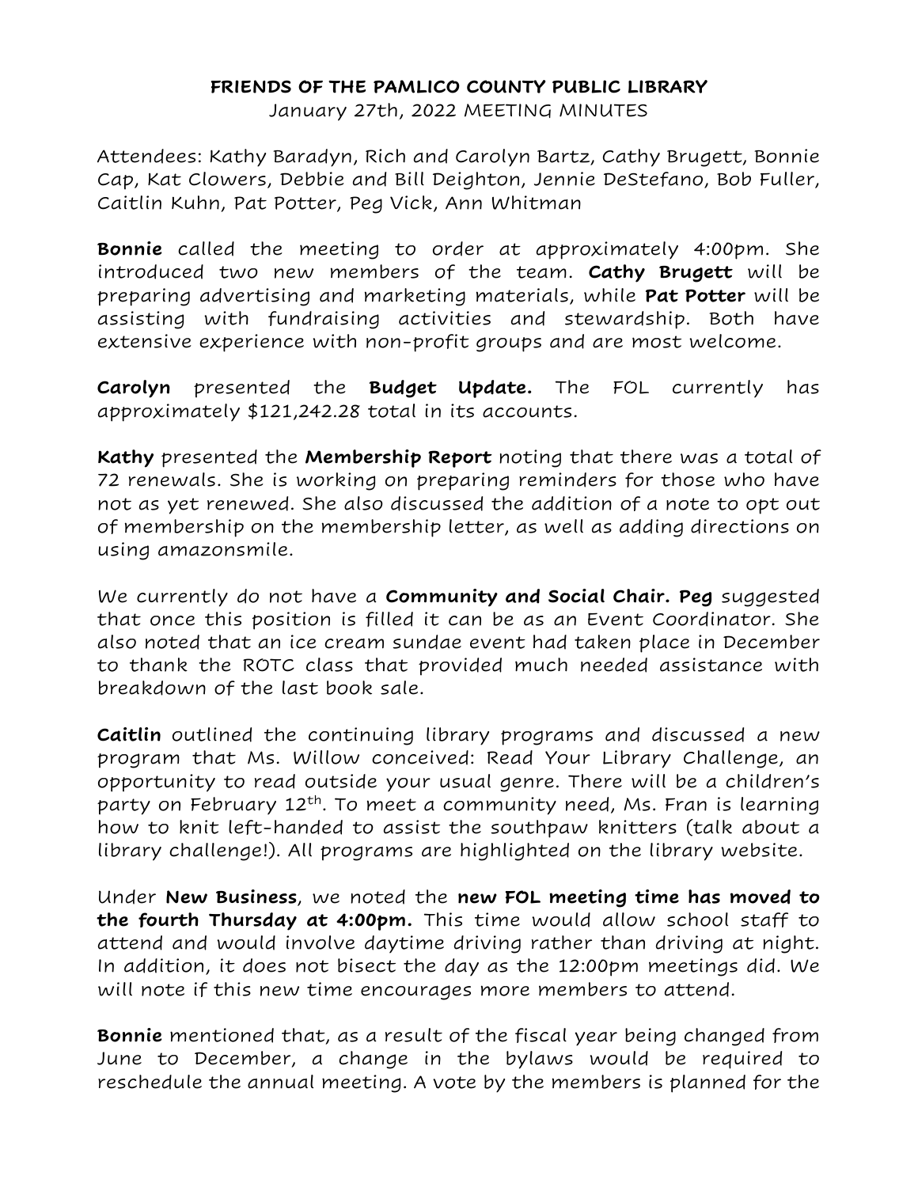**FRIENDS OF THE PAMLICO COUNTY PUBLIC LIBRARY**

January 27th, 2022 MEETING MINUTES

Attendees: Kathy Baradyn, Rich and Carolyn Bartz, Cathy Brugett, Bonnie Cap, Kat Clowers, Debbie and Bill Deighton, Jennie DeStefano, Bob Fuller, Caitlin Kuhn, Pat Potter, Peg Vick, Ann Whitman

**Bonnie** called the meeting to order at approximately 4:00pm. She introduced two new members of the team. **Cathy Brugett** will be preparing advertising and marketing materials, while **Pat Potter** will be assisting with fundraising activities and stewardship. Both have extensive experience with non-profit groups and are most welcome.

**Carolyn** presented the **Budget Update.** The FOL currently has approximately $121,242.28 total in its accounts.

**Kathy** presented the **Membership Report** noting that there was a total of 72 renewals. She is working on preparing reminders for those who have not as yet renewed. She also discussed the addition of a note to opt out of membership on the membership letter, as well as adding directions on using amazonsmile.

We currently do not have a **Community and Social Chair. Peg** suggested that once this position is filled it can be as an Event Coordinator. She also noted that an ice cream sundae event had taken place in December to thank the ROTC class that provided much needed assistance with breakdown of the last book sale.

**Caitlin** outlined the continuing library programs and discussed a new program that Ms. Willow conceived: Read Your Library Challenge, an opportunity to read outside your usual genre. There will be a children's party on February 12th. To meet a community need, Ms. Fran is learning how to knit left-handed to assist the southpaw knitters (talk about a library challenge!). All programs are highlighted on the library website.

Under **New Business**, we noted the **new FOL meeting time has moved to the fourth Thursday at 4:00pm.** This time would allow school staff to attend and would involve daytime driving rather than driving at night. In addition, it does not bisect the day as the 12:00pm meetings did. We will note if this new time encourages more members to attend.

**Bonnie** mentioned that, as a result of the fiscal year being changed from June to December, a change in the bylaws would be required to reschedule the annual meeting. A vote by the members is planned for the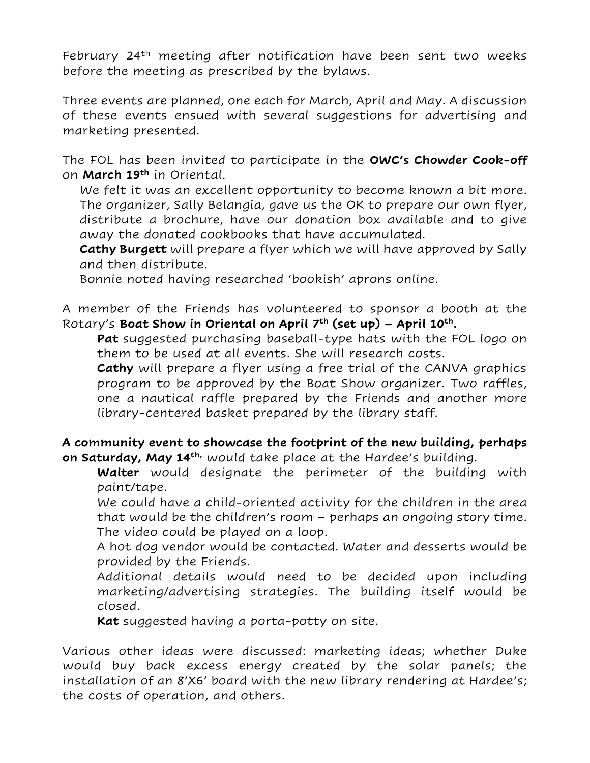February 24th meeting after notification have been sent two weeks before the meeting as prescribed by the bylaws.

Three events are planned, one each for March, April and May. A discussion of these events ensued with several suggestions for advertising and marketing presented.

The FOL has been invited to participate in the **OWC's Chowder Cook-off** on **March 19th** in Oriental.

We felt it was an excellent opportunity to become known a bit more. The organizer, Sally Belangia, gave us the OK to prepare our own flyer, distribute a brochure, have our donation box available and to give away the donated cookbooks that have accumulated.

**Cathy Burgett** will prepare a flyer which we will have approved by Sally and then distribute.

Bonnie noted having researched 'bookish' aprons online.

A member of the Friends has volunteered to sponsor a booth at the Rotary's **Boat Show in Oriental on April 7th (set up) – April 10th.**

**Pat** suggested purchasing baseball-type hats with the FOL logo on them to be used at all events. She will research costs.

**Cathy** will prepare a flyer using a free trial of the CANVA graphics program to be approved by the Boat Show organizer. Two raffles, one a nautical raffle prepared by the Friends and another more library-centered basket prepared by the library staff.

**A community event to showcase the footprint of the new building, perhaps on Saturday, May 14th,** would take place at the Hardee's building.

**Walter** would designate the perimeter of the building with paint/tape.

We could have a child-oriented activity for the children in the area that would be the children's room – perhaps an ongoing story time. The video could be played on a loop.

A hot dog vendor would be contacted. Water and desserts would be provided by the Friends.

Additional details would need to be decided upon including marketing/advertising strategies. The building itself would be closed.

**Kat** suggested having a porta-potty on site.

Various other ideas were discussed: marketing ideas; whether Duke would buy back excess energy created by the solar panels; the installation of an 8'X6' board with the new library rendering at Hardee's; the costs of operation, and others.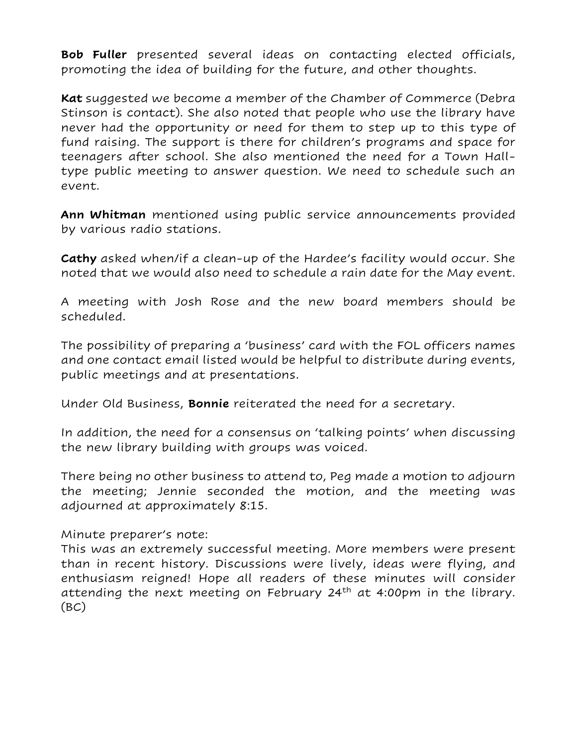**Bob Fuller** presented several ideas on contacting elected officials, promoting the idea of building for the future, and other thoughts.

**Kat** suggested we become a member of the Chamber of Commerce (Debra Stinson is contact). She also noted that people who use the library have never had the opportunity or need for them to step up to this type of fund raising. The support is there for children's programs and space for teenagers after school. She also mentioned the need for a Town Hall-type public meeting to answer question. We need to schedule such an event.

**Ann Whitman** mentioned using public service announcements provided by various radio stations.

**Cathy** asked when/if a clean-up of the Hardee's facility would occur. She noted that we would also need to schedule a rain date for the May event.

A meeting with Josh Rose and the new board members should be scheduled.

The possibility of preparing a 'business' card with the FOL officers names and one contact email listed would be helpful to distribute during events, public meetings and at presentations.

Under Old Business, **Bonnie** reiterated the need for a secretary.

In addition, the need for a consensus on 'talking points' when discussing the new library building with groups was voiced.

There being no other business to attend to, Peg made a motion to adjourn the meeting; Jennie seconded the motion, and the meeting was adjourned at approximately 8:15.

Minute preparer's note:
This was an extremely successful meeting. More members were present than in recent history. Discussions were lively, ideas were flying, and enthusiasm reigned! Hope all readers of these minutes will consider attending the next meeting on February 24th at 4:00pm in the library. (BC)